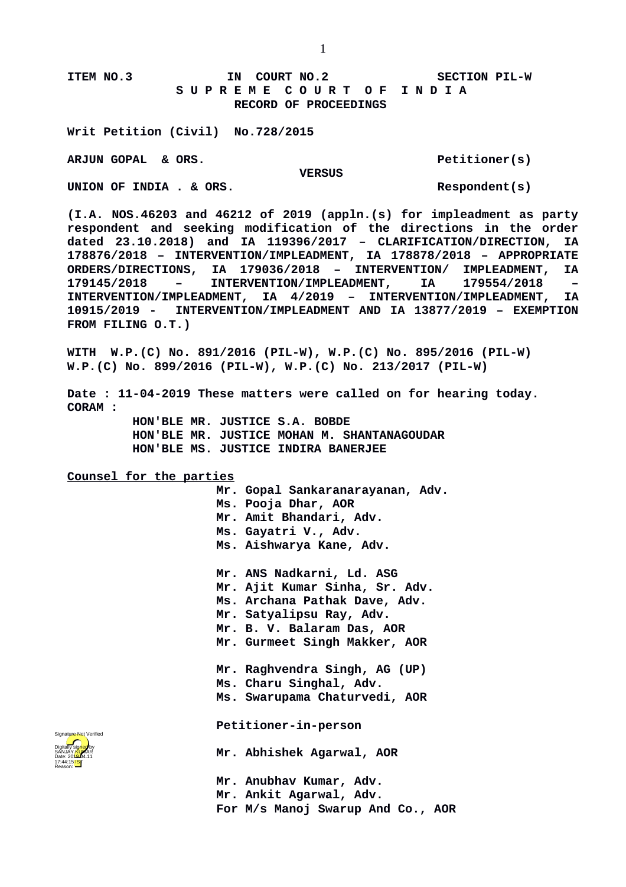**ITEM NO.3 IN COURT NO.2 SECTION PIL-W**

**S U P R E M E C O U R T O F I N D I A**

**RECORD OF PROCEEDINGS**

**Writ Petition (Civil) No.728/2015**

**ARJUN GOPAL & ORS. Petitioner(s)**

**VERSUS**

**UNION OF INDIA . & ORS. Respondent(s)**

**(I.A. NOS.46203 and 46212 of 2019 (appln.(s) for impleadment as party respondent and seeking modification of the directions in the order dated 23.10.2018) and IA 119396/2017 – CLARIFICATION/DIRECTION, IA 178876/2018 – INTERVENTION/IMPLEADMENT, IA 178878/2018 – APPROPRIATE ORDERS/DIRECTIONS, IA 179036/2018 – INTERVENTION/ IMPLEADMENT, IA 179145/2018 – INTERVENTION/IMPLEADMENT, IA 179554/2018 – INTERVENTION/IMPLEADMENT, IA 4/2019 – INTERVENTION/IMPLEADMENT, IA 10915/2019 - INTERVENTION/IMPLEADMENT AND IA 13877/2019 – EXEMPTION FROM FILING O.T.)**

**WITH W.P.(C) No. 891/2016 (PIL-W), W.P.(C) No. 895/2016 (PIL-W) W.P.(C) No. 899/2016 (PIL-W), W.P.(C) No. 213/2017 (PIL-W)**

**Date : 11-04-2019 These matters were called on for hearing today.**

**CORAM :**

**HON'BLE MR. JUSTICE S.A. BOBDE**
**HON'BLE MR. JUSTICE MOHAN M. SHANTANAGOUDAR**
**HON'BLE MS. JUSTICE INDIRA BANERJEE**

**Counsel for the parties**

**Mr. Gopal Sankaranarayanan, Adv.**
**Ms. Pooja Dhar, AOR**
**Mr. Amit Bhandari, Adv.**
**Ms. Gayatri V., Adv.**
**Ms. Aishwarya Kane, Adv.**

**Mr. ANS Nadkarni, Ld. ASG**
**Mr. Ajit Kumar Sinha, Sr. Adv.**
**Ms. Archana Pathak Dave, Adv.**
**Mr. Satyalipsu Ray, Adv.**
**Mr. B. V. Balaram Das, AOR**
**Mr. Gurmeet Singh Makker, AOR**

**Mr. Raghvendra Singh, AG (UP)**
**Ms. Charu Singhal, Adv.**
**Ms. Swarupama Chaturvedi, AOR**

**Petitioner-in-person**

**Mr. Abhishek Agarwal, AOR**

**Mr. Anubhav Kumar, Adv.**
**Mr. Ankit Agarwal, Adv.**
**For M/s Manoj Swarup And Co., AOR**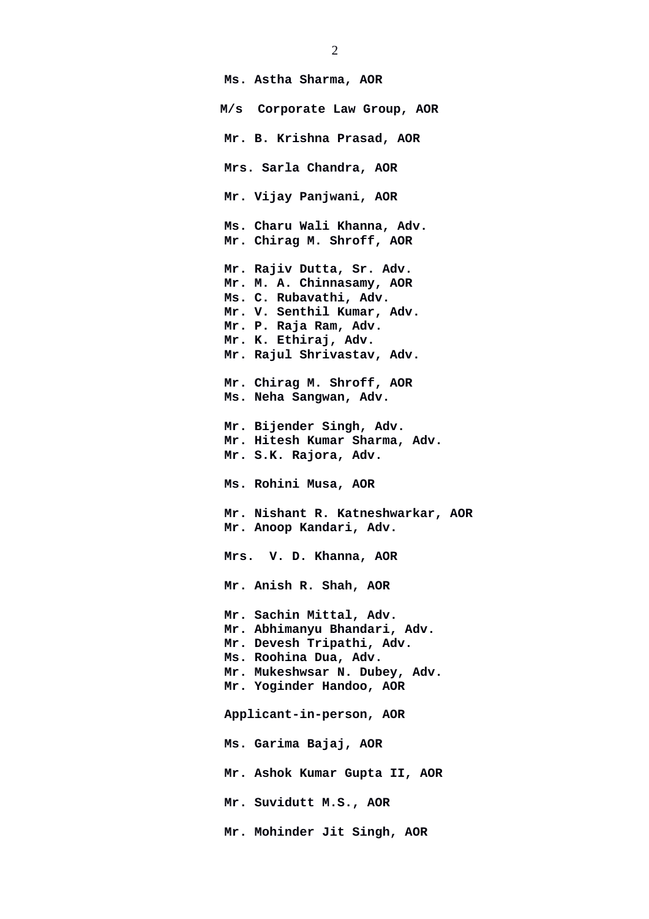**Ms. Astha Sharma, AOR**

**M/s Corporate Law Group, AOR**

**Mr. B. Krishna Prasad, AOR**

**Mrs. Sarla Chandra, AOR**

**Mr. Vijay Panjwani, AOR**

**Ms. Charu Wali Khanna, Adv.**
**Mr. Chirag M. Shroff, AOR**

**Mr. Rajiv Dutta, Sr. Adv.**
**Mr. M. A. Chinnasamy, AOR**
**Ms. C. Rubavathi, Adv.**
**Mr. V. Senthil Kumar, Adv.**
**Mr. P. Raja Ram, Adv.**
**Mr. K. Ethiraj, Adv.**
**Mr. Rajul Shrivastav, Adv.**

**Mr. Chirag M. Shroff, AOR**
**Ms. Neha Sangwan, Adv.**

**Mr. Bijender Singh, Adv.**
**Mr. Hitesh Kumar Sharma, Adv.**
**Mr. S.K. Rajora, Adv.**

**Ms. Rohini Musa, AOR**

**Mr. Nishant R. Katneshwarkar, AOR**
**Mr. Anoop Kandari, Adv.**

**Mrs. V. D. Khanna, AOR**

**Mr. Anish R. Shah, AOR**

**Mr. Sachin Mittal, Adv.**
**Mr. Abhimanyu Bhandari, Adv.**
**Mr. Devesh Tripathi, Adv.**
**Ms. Roohina Dua, Adv.**
**Mr. Mukeshwsar N. Dubey, Adv.**
**Mr. Yoginder Handoo, AOR**

**Applicant-in-person, AOR**

**Ms. Garima Bajaj, AOR**

**Mr. Ashok Kumar Gupta II, AOR**

**Mr. Suvidutt M.S., AOR**

**Mr. Mohinder Jit Singh, AOR**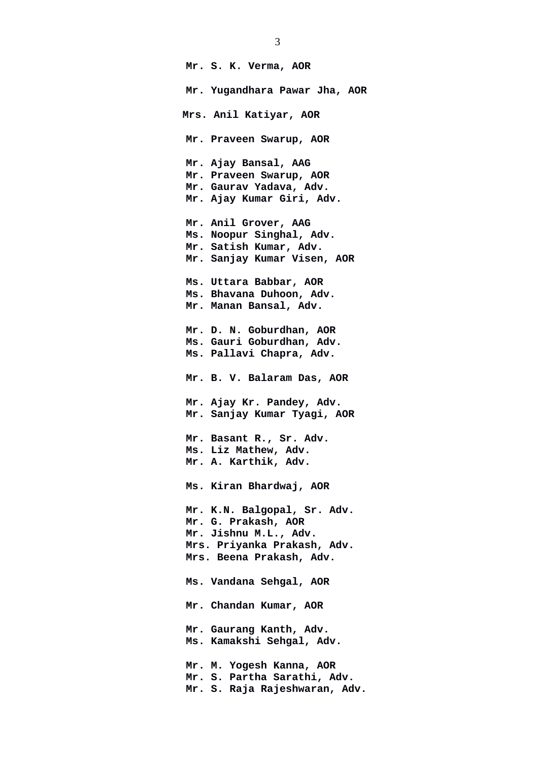**Mr. S. K. Verma, AOR**

**Mr. Yugandhara Pawar Jha, AOR**

**Mrs. Anil Katiyar, AOR**

**Mr. Praveen Swarup, AOR**

**Mr. Ajay Bansal, AAG**
**Mr. Praveen Swarup, AOR**
**Mr. Gaurav Yadava, Adv.**
**Mr. Ajay Kumar Giri, Adv.**

**Mr. Anil Grover, AAG**
**Ms. Noopur Singhal, Adv.**
**Mr. Satish Kumar, Adv.**
**Mr. Sanjay Kumar Visen, AOR**

**Ms. Uttara Babbar, AOR**
**Ms. Bhavana Duhoon, Adv.**
**Mr. Manan Bansal, Adv.**

**Mr. D. N. Goburdhan, AOR**
**Ms. Gauri Goburdhan, Adv.**
**Ms. Pallavi Chapra, Adv.**

**Mr. B. V. Balaram Das, AOR**

**Mr. Ajay Kr. Pandey, Adv.**
**Mr. Sanjay Kumar Tyagi, AOR**

**Mr. Basant R., Sr. Adv.**
**Ms. Liz Mathew, Adv.**
**Mr. A. Karthik, Adv.**

**Ms. Kiran Bhardwaj, AOR**

**Mr. K.N. Balgopal, Sr. Adv.**
**Mr. G. Prakash, AOR**
**Mr. Jishnu M.L., Adv.**
**Mrs. Priyanka Prakash, Adv.**
**Mrs. Beena Prakash, Adv.**

**Ms. Vandana Sehgal, AOR**

**Mr. Chandan Kumar, AOR**

**Mr. Gaurang Kanth, Adv.**
**Ms. Kamakshi Sehgal, Adv.**

**Mr. M. Yogesh Kanna, AOR**
**Mr. S. Partha Sarathi, Adv.**
**Mr. S. Raja Rajeshwaran, Adv.**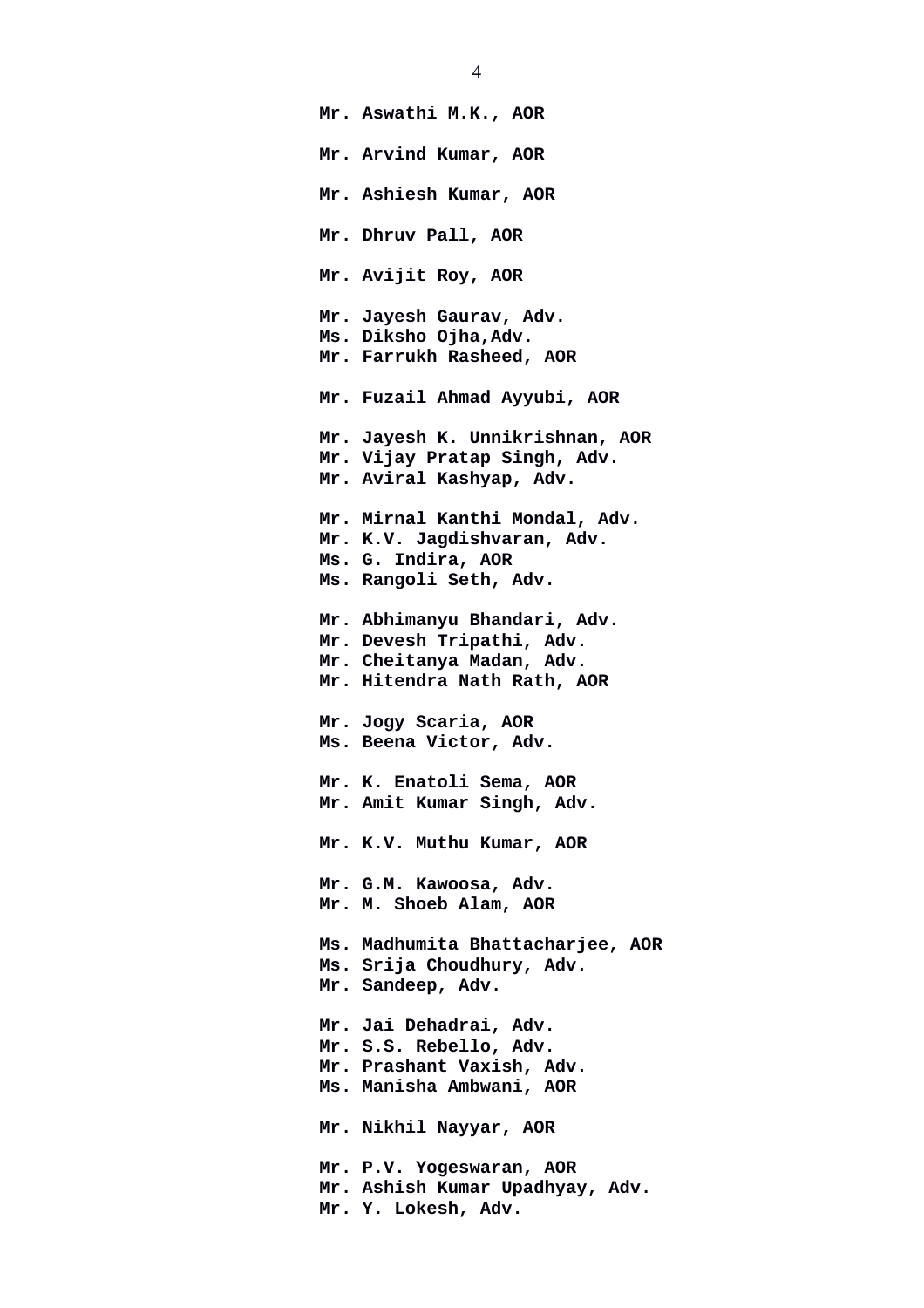**Mr. Aswathi M.K., AOR**

**Mr. Arvind Kumar, AOR**

**Mr. Ashiesh Kumar, AOR**

**Mr. Dhruv Pall, AOR**

**Mr. Avijit Roy, AOR**

**Mr. Jayesh Gaurav, Adv.**
**Ms. Diksho Ojha,Adv.**
**Mr. Farrukh Rasheed, AOR**

**Mr. Fuzail Ahmad Ayyubi, AOR**

**Mr. Jayesh K. Unnikrishnan, AOR**
**Mr. Vijay Pratap Singh, Adv.**
**Mr. Aviral Kashyap, Adv.**

**Mr. Mirnal Kanthi Mondal, Adv.**
**Mr. K.V. Jagdishvaran, Adv.**
**Ms. G. Indira, AOR**
**Ms. Rangoli Seth, Adv.**

**Mr. Abhimanyu Bhandari, Adv.**
**Mr. Devesh Tripathi, Adv.**
**Mr. Cheitanya Madan, Adv.**
**Mr. Hitendra Nath Rath, AOR**

**Mr. Jogy Scaria, AOR**
**Ms. Beena Victor, Adv.**

**Mr. K. Enatoli Sema, AOR**
**Mr. Amit Kumar Singh, Adv.**

**Mr. K.V. Muthu Kumar, AOR**

**Mr. G.M. Kawoosa, Adv.**
**Mr. M. Shoeb Alam, AOR**

**Ms. Madhumita Bhattacharjee, AOR**
**Ms. Srija Choudhury, Adv.**
**Mr. Sandeep, Adv.**

**Mr. Jai Dehadrai, Adv.**
**Mr. S.S. Rebello, Adv.**
**Mr. Prashant Vaxish, Adv.**
**Ms. Manisha Ambwani, AOR**

**Mr. Nikhil Nayyar, AOR**

**Mr. P.V. Yogeswaran, AOR**
**Mr. Ashish Kumar Upadhyay, Adv.**
**Mr. Y. Lokesh, Adv.**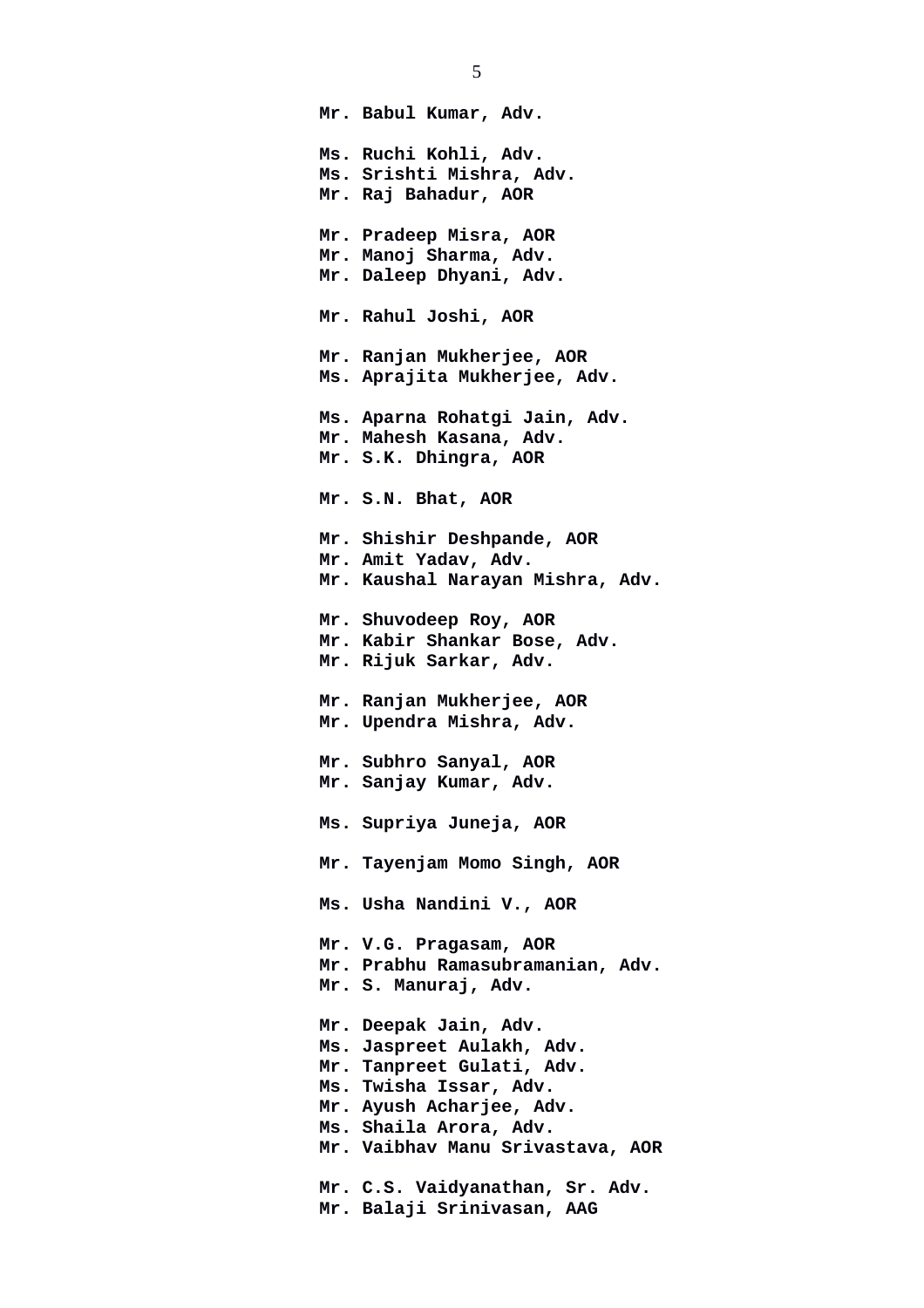**Mr. Babul Kumar, Adv.**

**Ms. Ruchi Kohli, Adv.**
**Ms. Srishti Mishra, Adv.**
**Mr. Raj Bahadur, AOR**

**Mr. Pradeep Misra, AOR**
**Mr. Manoj Sharma, Adv.**
**Mr. Daleep Dhyani, Adv.**

**Mr. Rahul Joshi, AOR**

**Mr. Ranjan Mukherjee, AOR**
**Ms. Aprajita Mukherjee, Adv.**

**Ms. Aparna Rohatgi Jain, Adv.**
**Mr. Mahesh Kasana, Adv.**
**Mr. S.K. Dhingra, AOR**

**Mr. S.N. Bhat, AOR**

**Mr. Shishir Deshpande, AOR**
**Mr. Amit Yadav, Adv.**
**Mr. Kaushal Narayan Mishra, Adv.**

**Mr. Shuvodeep Roy, AOR**
**Mr. Kabir Shankar Bose, Adv.**
**Mr. Rijuk Sarkar, Adv.**

**Mr. Ranjan Mukherjee, AOR**
**Mr. Upendra Mishra, Adv.**

**Mr. Subhro Sanyal, AOR**
**Mr. Sanjay Kumar, Adv.**

**Ms. Supriya Juneja, AOR**

**Mr. Tayenjam Momo Singh, AOR**

**Ms. Usha Nandini V., AOR**

**Mr. V.G. Pragasam, AOR**
**Mr. Prabhu Ramasubramanian, Adv.**
**Mr. S. Manuraj, Adv.**

**Mr. Deepak Jain, Adv.**
**Ms. Jaspreet Aulakh, Adv.**
**Mr. Tanpreet Gulati, Adv.**
**Ms. Twisha Issar, Adv.**
**Mr. Ayush Acharjee, Adv.**
**Ms. Shaila Arora, Adv.**
**Mr. Vaibhav Manu Srivastava, AOR**

**Mr. C.S. Vaidyanathan, Sr. Adv.**
**Mr. Balaji Srinivasan, AAG**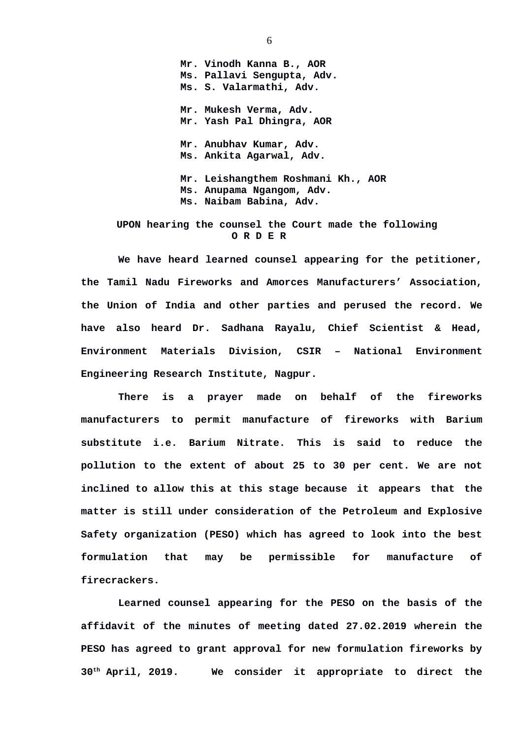Mr. Vinodh Kanna B., AOR
Ms. Pallavi Sengupta, Adv.
Ms. S. Valarmathi, Adv.

Mr. Mukesh Verma, Adv.
Mr. Yash Pal Dhingra, AOR

Mr. Anubhav Kumar, Adv.
Ms. Ankita Agarwal, Adv.

Mr. Leishangthem Roshmani Kh., AOR
Ms. Anupama Ngangom, Adv.
Ms. Naibam Babina, Adv.

**UPON hearing the counsel the Court made the following**
**O R D E R**

**We have heard learned counsel appearing for the petitioner, the Tamil Nadu Fireworks and Amorces Manufacturers' Association, the Union of India and other parties and perused the record. We have also heard Dr. Sadhana Rayalu, Chief Scientist & Head, Environment Materials Division, CSIR – National Environment Engineering Research Institute, Nagpur.**

**There is a prayer made on behalf of the fireworks manufacturers to permit manufacture of fireworks with Barium substitute i.e. Barium Nitrate. This is said to reduce the pollution to the extent of about 25 to 30 per cent. We are not inclined to allow this at this stage because it appears that the matter is still under consideration of the Petroleum and Explosive Safety organization (PESO) which has agreed to look into the best formulation that may be permissible for manufacture of firecrackers.**

**Learned counsel appearing for the PESO on the basis of the affidavit of the minutes of meeting dated 27.02.2019 wherein the PESO has agreed to grant approval for new formulation fireworks by 30th April, 2019. We consider it appropriate to direct the**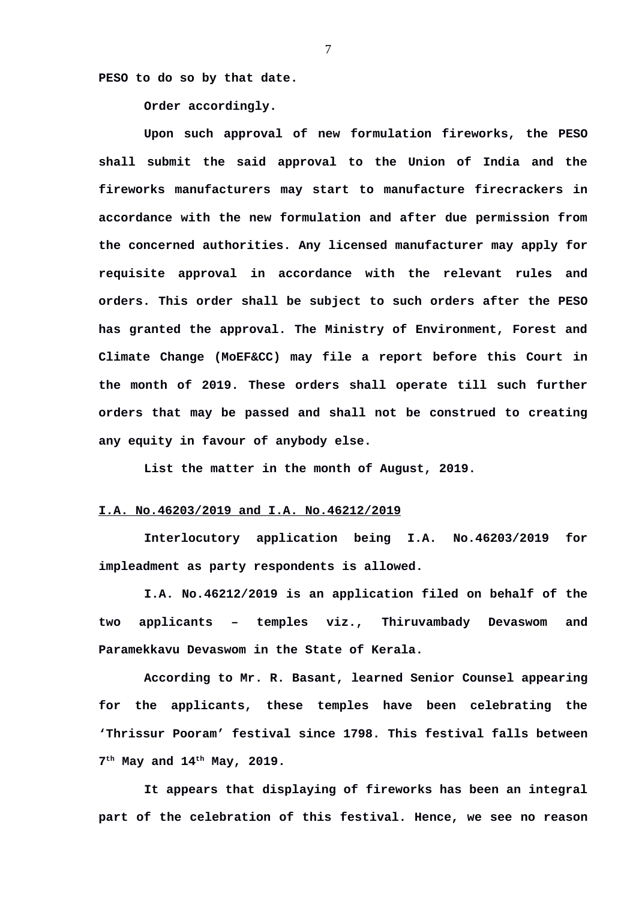**PESO to do so by that date.**

**Order accordingly.**

**Upon such approval of new formulation fireworks, the PESO shall submit the said approval to the Union of India and the fireworks manufacturers may start to manufacture firecrackers in accordance with the new formulation and after due permission from the concerned authorities. Any licensed manufacturer may apply for requisite approval in accordance with the relevant rules and orders. This order shall be subject to such orders after the PESO has granted the approval. The Ministry of Environment, Forest and Climate Change (MoEF&CC) may file a report before this Court in the month of 2019. These orders shall operate till such further orders that may be passed and shall not be construed to creating any equity in favour of anybody else.**

**List the matter in the month of August, 2019.**

**<u>I.A. No.46203/2019 and I.A. No.46212/2019</u>**

**Interlocutory application being I.A. No.46203/2019 for impleadment as party respondents is allowed.**

**I.A. No.46212/2019 is an application filed on behalf of the two applicants – temples viz., Thiruvambady Devaswom and Paramekkavu Devaswom in the State of Kerala.**

**According to Mr. R. Basant, learned Senior Counsel appearing for the applicants, these temples have been celebrating the 'Thrissur Pooram' festival since 1798. This festival falls between 7th May and 14th May, 2019.**

**It appears that displaying of fireworks has been an integral part of the celebration of this festival. Hence, we see no reason**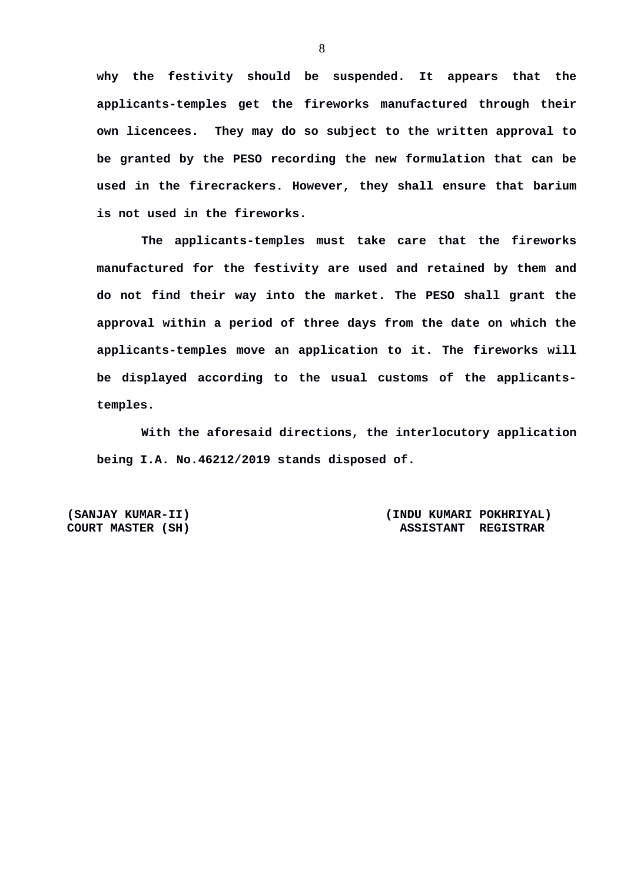**why the festivity should be suspended. It appears that the applicants-temples get the fireworks manufactured through their own licencees. They may do so subject to the written approval to be granted by the PESO recording the new formulation that can be used in the firecrackers. However, they shall ensure that barium is not used in the fireworks.**

**The applicants-temples must take care that the fireworks manufactured for the festivity are used and retained by them and do not find their way into the market. The PESO shall grant the approval within a period of three days from the date on which the applicants-temples move an application to it. The fireworks will be displayed according to the usual customs of the applicants-temples.**

**With the aforesaid directions, the interlocutory application being I.A. No.46212/2019 stands disposed of.**

| | |
|---|---|
| **(SANJAY KUMAR-II)** | **(INDU KUMARI POKHRIYAL)** |
| **COURT MASTER (SH)** | **ASSISTANT REGISTRAR** |